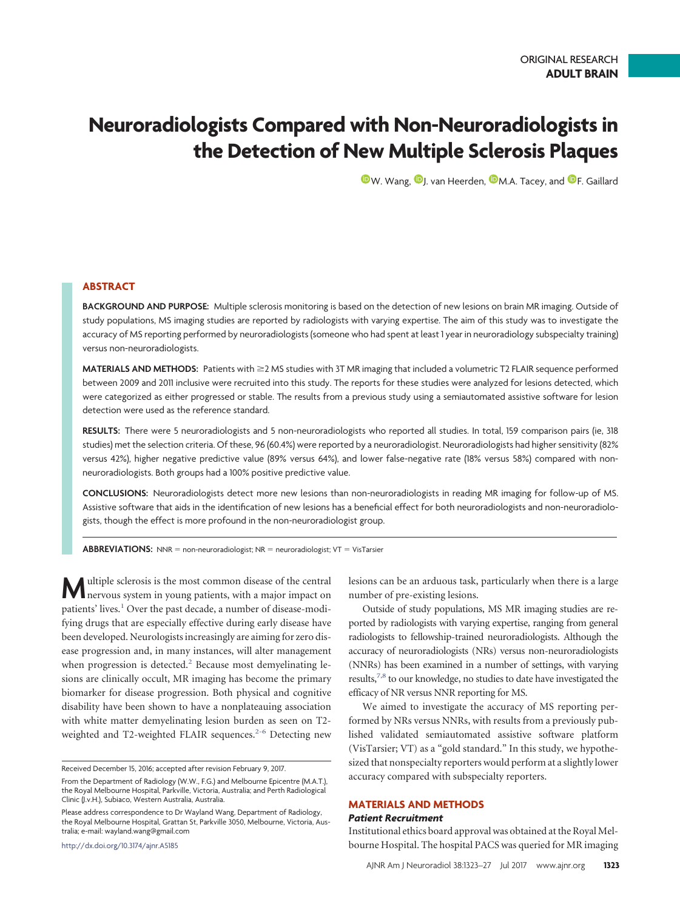ORIGINAL RESEARCH
**ADULT BRAIN**

# Neuroradiologists Compared with Non-Neuroradiologists in the Detection of New Multiple Sclerosis Plaques

W. Wang, J. van Heerden, M.A. Tacey, and F. Gaillard

## ABSTRACT

**BACKGROUND AND PURPOSE:** Multiple sclerosis monitoring is based on the detection of new lesions on brain MR imaging. Outside of study populations, MS imaging studies are reported by radiologists with varying expertise. The aim of this study was to investigate the accuracy of MS reporting performed by neuroradiologists (someone who had spent at least 1 year in neuroradiology subspecialty training) versus non-neuroradiologists.

**MATERIALS AND METHODS:** Patients with ≥2 MS studies with 3T MR imaging that included a volumetric T2 FLAIR sequence performed between 2009 and 2011 inclusive were recruited into this study. The reports for these studies were analyzed for lesions detected, which were categorized as either progressed or stable. The results from a previous study using a semiautomated assistive software for lesion detection were used as the reference standard.

**RESULTS:** There were 5 neuroradiologists and 5 non-neuroradiologists who reported all studies. In total, 159 comparison pairs (ie, 318 studies) met the selection criteria. Of these, 96 (60.4%) were reported by a neuroradiologist. Neuroradiologists had higher sensitivity (82% versus 42%), higher negative predictive value (89% versus 64%), and lower false-negative rate (18% versus 58%) compared with non-neuroradiologists. Both groups had a 100% positive predictive value.

**CONCLUSIONS:** Neuroradiologists detect more new lesions than non-neuroradiologists in reading MR imaging for follow-up of MS. Assistive software that aids in the identification of new lesions has a beneficial effect for both neuroradiologists and non-neuroradiologists, though the effect is more profound in the non-neuroradiologist group.

**ABBREVIATIONS:** NNR = non-neuroradiologist; NR = neuroradiologist; VT = VisTarsier

Multiple sclerosis is the most common disease of the central nervous system in young patients, with a major impact on patients' lives.[1] Over the past decade, a number of disease-modifying drugs that are especially effective during early disease have been developed. Neurologists increasingly are aiming for zero disease progression and, in many instances, will alter management when progression is detected.[2] Because most demyelinating lesions are clinically occult, MR imaging has become the primary biomarker for disease progression. Both physical and cognitive disability have been shown to have a nonplateauing association with white matter demyelinating lesion burden as seen on T2-weighted and T2-weighted FLAIR sequences.[2-6] Detecting new lesions can be an arduous task, particularly when there is a large number of pre-existing lesions.

Outside of study populations, MS MR imaging studies are reported by radiologists with varying expertise, ranging from general radiologists to fellowship-trained neuroradiologists. Although the accuracy of neuroradiologists (NRs) versus non-neuroradiologists (NNRs) has been examined in a number of settings, with varying results,[7,8] to our knowledge, no studies to date have investigated the efficacy of NR versus NNR reporting for MS.

We aimed to investigate the accuracy of MS reporting performed by NRs versus NNRs, with results from a previously published validated semiautomated assistive software platform (VisTarsier; VT) as a "gold standard." In this study, we hypothesized that nonspecialty reporters would perform at a slightly lower accuracy compared with subspecialty reporters.

## MATERIALS AND METHODS

### *Patient Recruitment*

Institutional ethics board approval was obtained at the Royal Melbourne Hospital. The hospital PACS was queried for MR imaging

Received December 15, 2016; accepted after revision February 9, 2017.

From the Department of Radiology (W.W., F.G.) and Melbourne Epicentre (M.A.T.), the Royal Melbourne Hospital, Parkville, Victoria, Australia; and Perth Radiological Clinic (J.v.H.), Subiaco, Western Australia, Australia.

Please address correspondence to Dr Wayland Wang, Department of Radiology, the Royal Melbourne Hospital, Grattan St, Parkville 3050, Melbourne, Victoria, Australia; e-mail: wayland.wang@gmail.com

http://dx.doi.org/10.3174/ajnr.A5185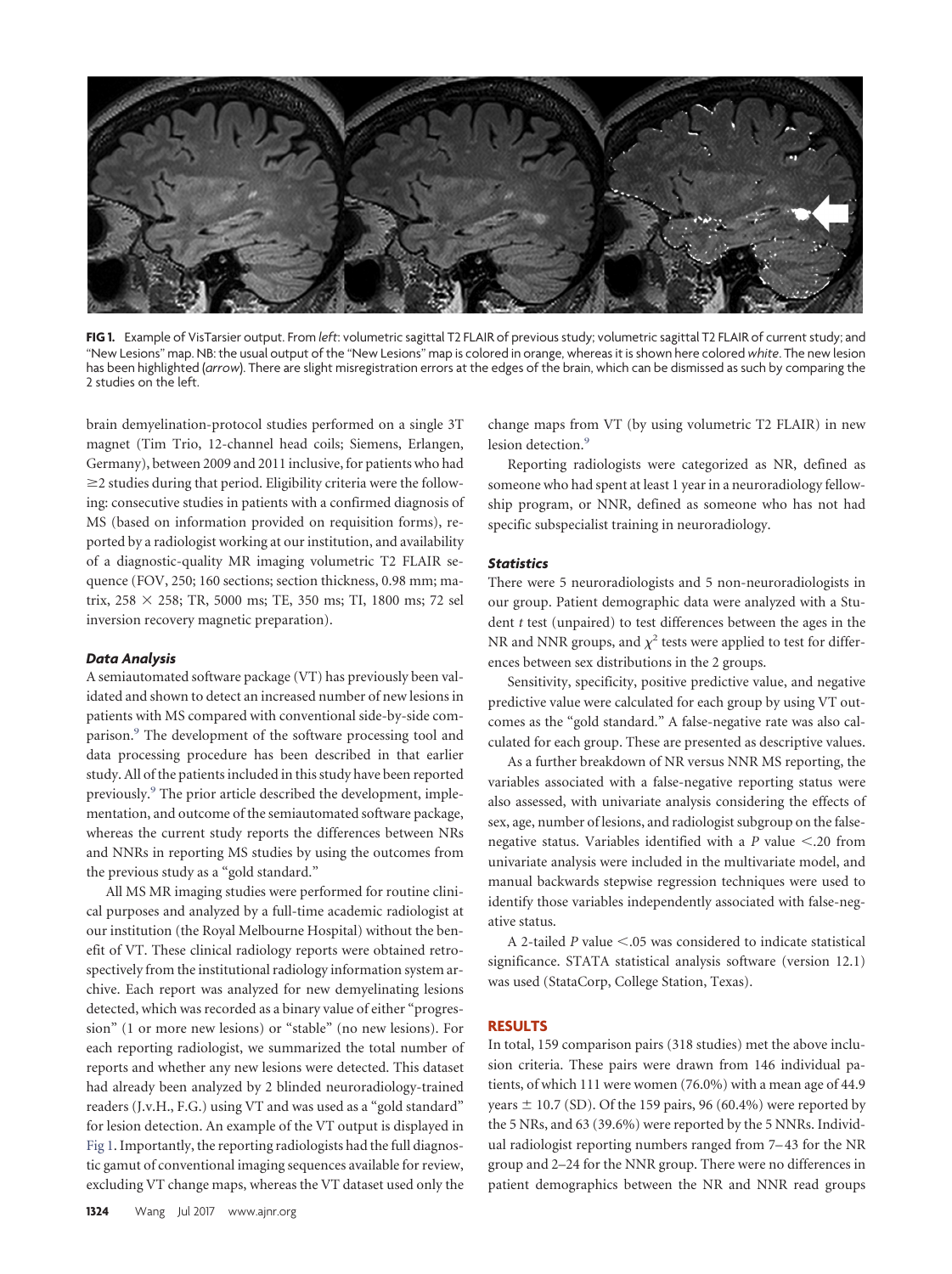**FIG 1.** Example of VisTarsier output. From *left*: volumetric sagittal T2 FLAIR of previous study; volumetric sagittal T2 FLAIR of current study; and "New Lesions" map. NB: the usual output of the "New Lesions" map is colored in orange, whereas it is shown here colored *white*. The new lesion has been highlighted (*arrow*). There are slight misregistration errors at the edges of the brain, which can be dismissed as such by comparing the 2 studies on the left.

brain demyelination-protocol studies performed on a single 3T magnet (Tim Trio, 12-channel head coils; Siemens, Erlangen, Germany), between 2009 and 2011 inclusive, for patients who had ≥2 studies during that period. Eligibility criteria were the following: consecutive studies in patients with a confirmed diagnosis of MS (based on information provided on requisition forms), reported by a radiologist working at our institution, and availability of a diagnostic-quality MR imaging volumetric T2 FLAIR sequence (FOV, 250; 160 sections; section thickness, 0.98 mm; matrix, 258 × 258; TR, 5000 ms; TE, 350 ms; TI, 1800 ms; 72 sel inversion recovery magnetic preparation).

### Data Analysis

A semiautomated software package (VT) has previously been validated and shown to detect an increased number of new lesions in patients with MS compared with conventional side-by-side comparison.[9] The development of the software processing tool and data processing procedure has been described in that earlier study. All of the patients included in this study have been reported previously.[9] The prior article described the development, implementation, and outcome of the semiautomated software package, whereas the current study reports the differences between NRs and NNRs in reporting MS studies by using the outcomes from the previous study as a "gold standard."

All MS MR imaging studies were performed for routine clinical purposes and analyzed by a full-time academic radiologist at our institution (the Royal Melbourne Hospital) without the benefit of VT. These clinical radiology reports were obtained retrospectively from the institutional radiology information system archive. Each report was analyzed for new demyelinating lesions detected, which was recorded as a binary value of either "progression" (1 or more new lesions) or "stable" (no new lesions). For each reporting radiologist, we summarized the total number of reports and whether any new lesions were detected. This dataset had already been analyzed by 2 blinded neuroradiology-trained readers (J.v.H., F.G.) using VT and was used as a "gold standard" for lesion detection. An example of the VT output is displayed in Fig 1. Importantly, the reporting radiologists had the full diagnostic gamut of conventional imaging sequences available for review, excluding VT change maps, whereas the VT dataset used only the change maps from VT (by using volumetric T2 FLAIR) in new lesion detection.[9]

Reporting radiologists were categorized as NR, defined as someone who had spent at least 1 year in a neuroradiology fellowship program, or NNR, defined as someone who has not had specific subspecialist training in neuroradiology.

### Statistics

There were 5 neuroradiologists and 5 non-neuroradiologists in our group. Patient demographic data were analyzed with a Student *t* test (unpaired) to test differences between the ages in the NR and NNR groups, and $\chi^2$ tests were applied to test for differences between sex distributions in the 2 groups.

Sensitivity, specificity, positive predictive value, and negative predictive value were calculated for each group by using VT outcomes as the "gold standard." A false-negative rate was also calculated for each group. These are presented as descriptive values.

As a further breakdown of NR versus NNR MS reporting, the variables associated with a false-negative reporting status were also assessed, with univariate analysis considering the effects of sex, age, number of lesions, and radiologist subgroup on the false-negative status. Variables identified with a $P$ value <.20 from univariate analysis were included in the multivariate model, and manual backwards stepwise regression techniques were used to identify those variables independently associated with false-negative status.

A 2-tailed $P$ value <.05 was considered to indicate statistical significance. STATA statistical analysis software (version 12.1) was used (StataCorp, College Station, Texas).

## RESULTS

In total, 159 comparison pairs (318 studies) met the above inclusion criteria. These pairs were drawn from 146 individual patients, of which 111 were women (76.0%) with a mean age of 44.9 years ± 10.7 (SD). Of the 159 pairs, 96 (60.4%) were reported by the 5 NRs, and 63 (39.6%) were reported by the 5 NNRs. Individual radiologist reporting numbers ranged from 7–43 for the NR group and 2–24 for the NNR group. There were no differences in patient demographics between the NR and NNR read groups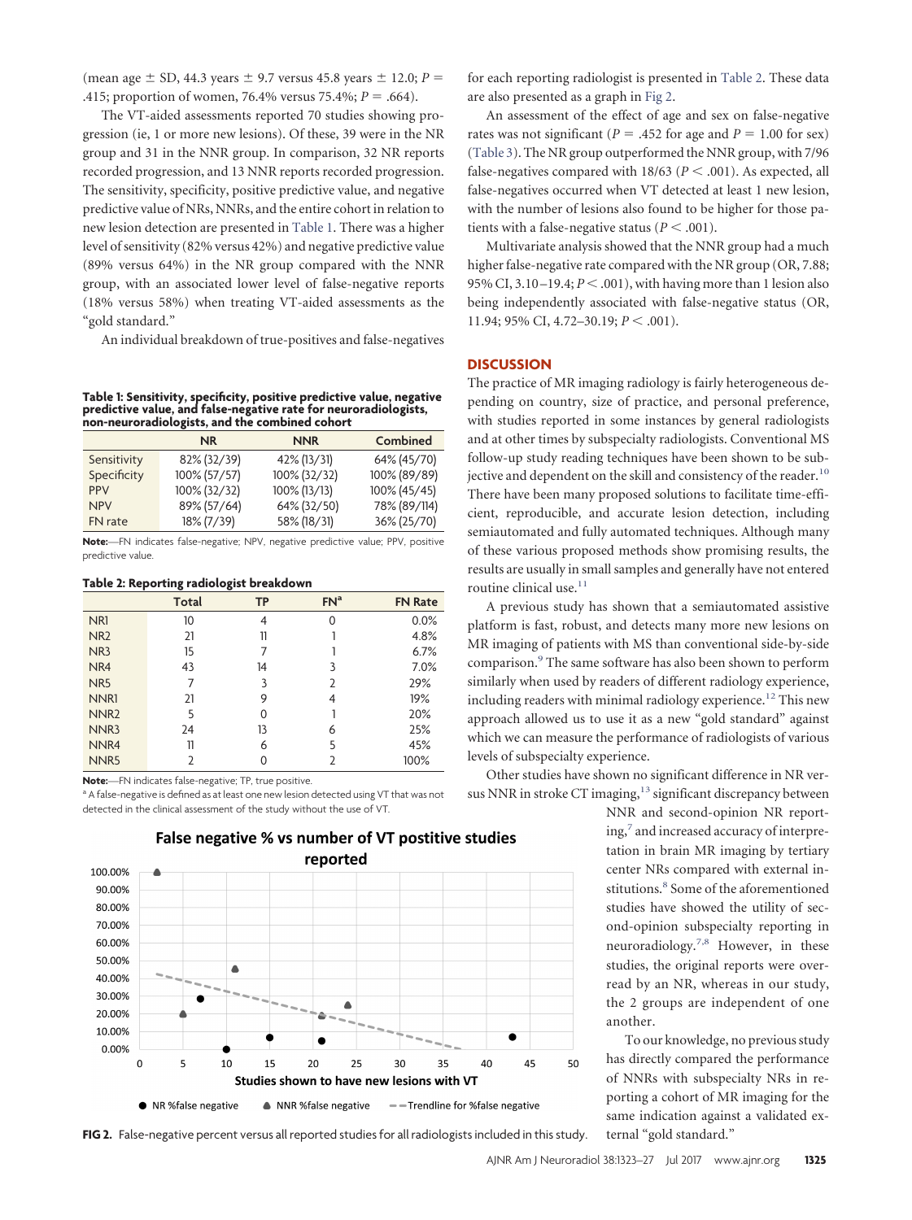(mean age ± SD, 44.3 years ± 9.7 versus 45.8 years ± 12.0; $P = .415$; proportion of women, 76.4% versus 75.4%; $P = .664$).

The VT-aided assessments reported 70 studies showing progression (ie, 1 or more new lesions). Of these, 39 were in the NR group and 31 in the NNR group. In comparison, 32 NR reports recorded progression, and 13 NNR reports recorded progression. The sensitivity, specificity, positive predictive value, and negative predictive value of NRs, NNRs, and the entire cohort in relation to new lesion detection are presented in Table 1. There was a higher level of sensitivity (82% versus 42%) and negative predictive value (89% versus 64%) in the NR group compared with the NNR group, with an associated lower level of false-negative reports (18% versus 58%) when treating VT-aided assessments as the "gold standard."

An individual breakdown of true-positives and false-negatives for each reporting radiologist is presented in Table 2. These data are also presented as a graph in Fig 2.

An assessment of the effect of age and sex on false-negative rates was not significant ($P = .452$ for age and $P = 1.00$ for sex) (Table 3). The NR group outperformed the NNR group, with 7/96 false-negatives compared with 18/63 ($P < .001$). As expected, all false-negatives occurred when VT detected at least 1 new lesion, with the number of lesions also found to be higher for those patients with a false-negative status ($P < .001$).

Multivariate analysis showed that the NNR group had a much higher false-negative rate compared with the NR group (OR, 7.88; 95% CI, 3.10–19.4; $P < .001$), with having more than 1 lesion also being independently associated with false-negative status (OR, 11.94; 95% CI, 4.72–30.19; $P < .001$).

**Table 1: Sensitivity, specificity, positive predictive value, negative predictive value, and false-negative rate for neuroradiologists, non-neuroradiologists, and the combined cohort**

| | NR | NNR | Combined |
|---|---|---|---|
| Sensitivity | 82% (32/39) | 42% (13/31) | 64% (45/70) |
| Specificity | 100% (57/57) | 100% (32/32) | 100% (89/89) |
| PPV | 100% (32/32) | 100% (13/13) | 100% (45/45) |
| NPV | 89% (57/64) | 64% (32/50) | 78% (89/114) |
| FN rate | 18% (7/39) | 58% (18/31) | 36% (25/70) |

**Note:**—FN indicates false-negative; NPV, negative predictive value; PPV, positive predictive value.

**Table 2: Reporting radiologist breakdown**

| | Total | TP | FN[a] | FN Rate |
|---|---|---|---|---|
| NR1 | 10 | 4 | 0 | 0.0% |
| NR2 | 21 | 11 | 1 | 4.8% |
| NR3 | 15 | 7 | 1 | 6.7% |
| NR4 | 43 | 14 | 3 | 7.0% |
| NR5 | 7 | 3 | 2 | 29% |
| NNR1 | 21 | 9 | 4 | 19% |
| NNR2 | 5 | 0 | 1 | 20% |
| NNR3 | 24 | 13 | 6 | 25% |
| NNR4 | 11 | 6 | 5 | 45% |
| NNR5 | 2 | 0 | 2 | 100% |

**Note:**—FN indicates false-negative; TP, true positive.

[a] A false-negative is defined as at least one new lesion detected using VT that was not detected in the clinical assessment of the study without the use of VT.

**FIG 2.** False-negative percent versus all reported studies for all radiologists included in this study.

## DISCUSSION

The practice of MR imaging radiology is fairly heterogeneous depending on country, size of practice, and personal preference, with studies reported in some instances by general radiologists and at other times by subspecialty radiologists. Conventional MS follow-up study reading techniques have been shown to be subjective and dependent on the skill and consistency of the reader.[10] There have been many proposed solutions to facilitate time-efficient, reproducible, and accurate lesion detection, including semiautomated and fully automated techniques. Although many of these various proposed methods show promising results, the results are usually in small samples and generally have not entered routine clinical use.[11]

A previous study has shown that a semiautomated assistive platform is fast, robust, and detects many more new lesions on MR imaging of patients with MS than conventional side-by-side comparison.[9] The same software has also been shown to perform similarly when used by readers of different radiology experience, including readers with minimal radiology experience.[12] This new approach allowed us to use it as a new "gold standard" against which we can measure the performance of radiologists of various levels of subspecialty experience.

Other studies have shown no significant difference in NR versus NNR in stroke CT imaging,[13] significant discrepancy between NNR and second-opinion NR reporting,[7] and increased accuracy of interpretation in brain MR imaging by tertiary center NRs compared with external institutions.[8] Some of the aforementioned studies have showed the utility of second-opinion subspecialty reporting in neuroradiology.[7,8] However, in these studies, the original reports were overread by an NR, whereas in our study, the 2 groups are independent of one another.

To our knowledge, no previous study has directly compared the performance of NNRs with subspecialty NRs in reporting a cohort of MR imaging for the same indication against a validated external "gold standard."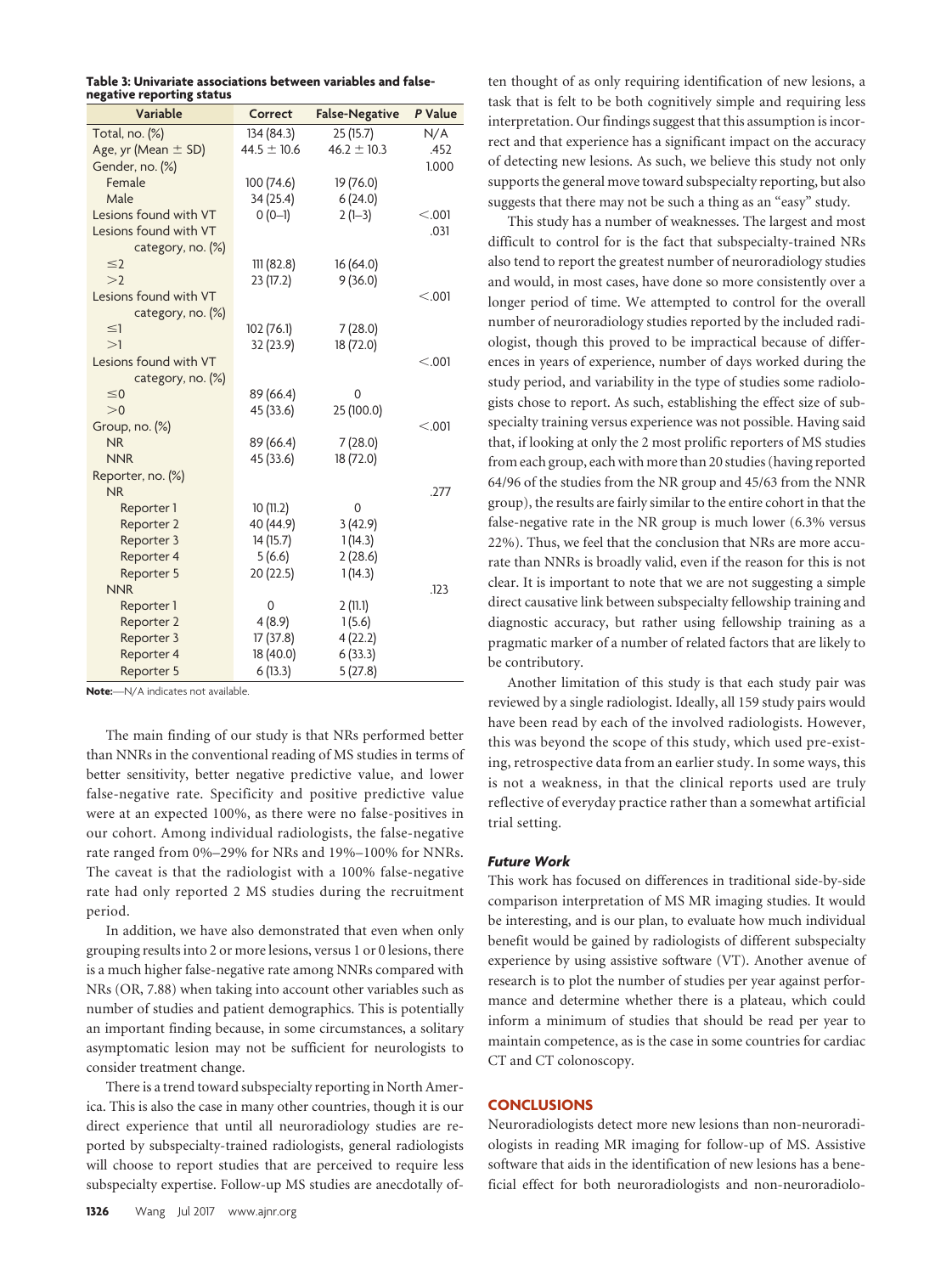**Table 3: Univariate associations between variables and false-negative reporting status**

| Variable | Correct | False-Negative | P Value |
|---|---|---|---|
| Total, no. (%) | 134 (84.3) | 25 (15.7) | N/A |
| Age, yr (Mean ± SD) | 44.5 ± 10.6 | 46.2 ± 10.3 | .452 |
| Gender, no. (%) | | | 1.000 |
| Female | 100 (74.6) | 19 (76.0) | |
| Male | 34 (25.4) | 6 (24.0) | |
| Lesions found with VT | 0 (0–1) | 2 (1–3) | <.001 |
| Lesions found with VT category, no. (%) | | | .031 |
| ≤2 | 111 (82.8) | 16 (64.0) | |
| >2 | 23 (17.2) | 9 (36.0) | |
| Lesions found with VT category, no. (%) | | | <.001 |
| ≤1 | 102 (76.1) | 7 (28.0) | |
| >1 | 32 (23.9) | 18 (72.0) | |
| Lesions found with VT category, no. (%) | | | <.001 |
| ≤0 | 89 (66.4) | 0 | |
| >0 | 45 (33.6) | 25 (100.0) | |
| Group, no. (%) | | | <.001 |
| NR | 89 (66.4) | 7 (28.0) | |
| NNR | 45 (33.6) | 18 (72.0) | |
| Reporter, no. (%) | | | |
| NR | | | .277 |
| Reporter 1 | 10 (11.2) | 0 | |
| Reporter 2 | 40 (44.9) | 3 (42.9) | |
| Reporter 3 | 14 (15.7) | 1 (14.3) | |
| Reporter 4 | 5 (6.6) | 2 (28.6) | |
| Reporter 5 | 20 (22.5) | 1 (14.3) | |
| NNR | | | .123 |
| Reporter 1 | 0 | 2 (11.1) | |
| Reporter 2 | 4 (8.9) | 1 (5.6) | |
| Reporter 3 | 17 (37.8) | 4 (22.2) | |
| Reporter 4 | 18 (40.0) | 6 (33.3) | |
| Reporter 5 | 6 (13.3) | 5 (27.8) | |

**Note:**—N/A indicates not available.

The main finding of our study is that NRs performed better than NNRs in the conventional reading of MS studies in terms of better sensitivity, better negative predictive value, and lower false-negative rate. Specificity and positive predictive value were at an expected 100%, as there were no false-positives in our cohort. Among individual radiologists, the false-negative rate ranged from 0%–29% for NRs and 19%–100% for NNRs. The caveat is that the radiologist with a 100% false-negative rate had only reported 2 MS studies during the recruitment period.

In addition, we have also demonstrated that even when only grouping results into 2 or more lesions, versus 1 or 0 lesions, there is a much higher false-negative rate among NNRs compared with NRs (OR, 7.88) when taking into account other variables such as number of studies and patient demographics. This is potentially an important finding because, in some circumstances, a solitary asymptomatic lesion may not be sufficient for neurologists to consider treatment change.

There is a trend toward subspecialty reporting in North America. This is also the case in many other countries, though it is our direct experience that until all neuroradiology studies are reported by subspecialty-trained radiologists, general radiologists will choose to report studies that are perceived to require less subspecialty expertise. Follow-up MS studies are anecdotally often thought of as only requiring identification of new lesions, a task that is felt to be both cognitively simple and requiring less interpretation. Our findings suggest that this assumption is incorrect and that experience has a significant impact on the accuracy of detecting new lesions. As such, we believe this study not only supports the general move toward subspecialty reporting, but also suggests that there may not be such a thing as an "easy" study.

This study has a number of weaknesses. The largest and most difficult to control for is the fact that subspecialty-trained NRs also tend to report the greatest number of neuroradiology studies and would, in most cases, have done so more consistently over a longer period of time. We attempted to control for the overall number of neuroradiology studies reported by the included radiologist, though this proved to be impractical because of differences in years of experience, number of days worked during the study period, and variability in the type of studies some radiologists chose to report. As such, establishing the effect size of subspecialty training versus experience was not possible. Having said that, if looking at only the 2 most prolific reporters of MS studies from each group, each with more than 20 studies (having reported 64/96 of the studies from the NR group and 45/63 from the NNR group), the results are fairly similar to the entire cohort in that the false-negative rate in the NR group is much lower (6.3% versus 22%). Thus, we feel that the conclusion that NRs are more accurate than NNRs is broadly valid, even if the reason for this is not clear. It is important to note that we are not suggesting a simple direct causative link between subspecialty fellowship training and diagnostic accuracy, but rather using fellowship training as a pragmatic marker of a number of related factors that are likely to be contributory.

Another limitation of this study is that each study pair was reviewed by a single radiologist. Ideally, all 159 study pairs would have been read by each of the involved radiologists. However, this was beyond the scope of this study, which used pre-existing, retrospective data from an earlier study. In some ways, this is not a weakness, in that the clinical reports used are truly reflective of everyday practice rather than a somewhat artificial trial setting.

### *Future Work*

This work has focused on differences in traditional side-by-side comparison interpretation of MS MR imaging studies. It would be interesting, and is our plan, to evaluate how much individual benefit would be gained by radiologists of different subspecialty experience by using assistive software (VT). Another avenue of research is to plot the number of studies per year against performance and determine whether there is a plateau, which could inform a minimum of studies that should be read per year to maintain competence, as is the case in some countries for cardiac CT and CT colonoscopy.

## CONCLUSIONS

Neuroradiologists detect more new lesions than non-neuroradiologists in reading MR imaging for follow-up of MS. Assistive software that aids in the identification of new lesions has a beneficial effect for both neuroradiologists and non-neuroradiolo-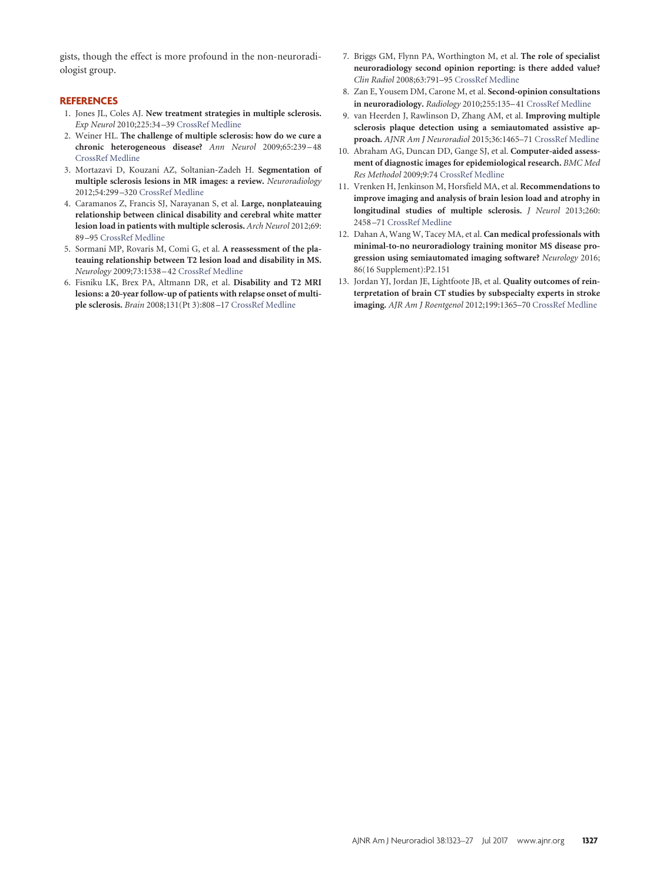gists, though the effect is more profound in the non-neuroradiologist group.

## REFERENCES

1. Jones JL, Coles AJ. **New treatment strategies in multiple sclerosis.** *Exp Neurol* 2010;225:34–39 CrossRef Medline
2. Weiner HL. **The challenge of multiple sclerosis: how do we cure a chronic heterogeneous disease?** *Ann Neurol* 2009;65:239–48 CrossRef Medline
3. Mortazavi D, Kouzani AZ, Soltanian-Zadeh H. **Segmentation of multiple sclerosis lesions in MR images: a review.** *Neuroradiology* 2012;54:299–320 CrossRef Medline
4. Caramanos Z, Francis SJ, Narayanan S, et al. **Large, nonplateauing relationship between clinical disability and cerebral white matter lesion load in patients with multiple sclerosis.** *Arch Neurol* 2012;69:89–95 CrossRef Medline
5. Sormani MP, Rovaris M, Comi G, et al. **A reassessment of the plateauing relationship between T2 lesion load and disability in MS.** *Neurology* 2009;73:1538–42 CrossRef Medline
6. Fisniku LK, Brex PA, Altmann DR, et al. **Disability and T2 MRI lesions: a 20-year follow-up of patients with relapse onset of multiple sclerosis.** *Brain* 2008;131(Pt 3):808–17 CrossRef Medline
7. Briggs GM, Flynn PA, Worthington M, et al. **The role of specialist neuroradiology second opinion reporting: is there added value?** *Clin Radiol* 2008;63:791–95 CrossRef Medline
8. Zan E, Yousem DM, Carone M, et al. **Second-opinion consultations in neuroradiology.** *Radiology* 2010;255:135–41 CrossRef Medline
9. van Heerden J, Rawlinson D, Zhang AM, et al. **Improving multiple sclerosis plaque detection using a semiautomated assistive approach.** *AJNR Am J Neuroradiol* 2015;36:1465–71 CrossRef Medline
10. Abraham AG, Duncan DD, Gange SJ, et al. **Computer-aided assessment of diagnostic images for epidemiological research.** *BMC Med Res Methodol* 2009;9:74 CrossRef Medline
11. Vrenken H, Jenkinson M, Horsfield MA, et al. **Recommendations to improve imaging and analysis of brain lesion load and atrophy in longitudinal studies of multiple sclerosis.** *J Neurol* 2013;260:2458–71 CrossRef Medline
12. Dahan A, Wang W, Tacey MA, et al. **Can medical professionals with minimal-to-no neuroradiology training monitor MS disease progression using semiautomated imaging software?** *Neurology* 2016;86(16 Supplement):P2.151
13. Jordan YJ, Jordan JE, Lightfoote JB, et al. **Quality outcomes of reinterpretation of brain CT studies by subspecialty experts in stroke imaging.** *AJR Am J Roentgenol* 2012;199:1365–70 CrossRef Medline